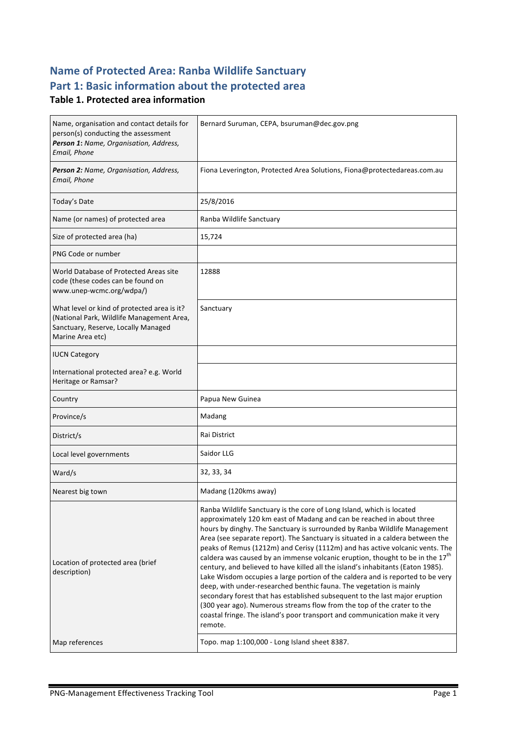# Name of Protected Area: Ranba Wildlife Sanctuary

## Part 1: Basic information about the protected area

### Table 1. Protected area information

| | |
|---|---|
| Name, organisation and contact details for person(s) conducting the assessment ***Person 1**: Name, Organisation, Address, Email, Phone* | Bernard Suruman, CEPA, bsuruman@dec.gov.png |
| ***Person 2:** Name, Organisation, Address, Email, Phone* | Fiona Leverington, Protected Area Solutions, Fiona@protectedareas.com.au |
| Today's Date | 25/8/2016 |
| Name (or names) of protected area | Ranba Wildlife Sanctuary |
| Size of protected area (ha) | 15,724 |
| PNG Code or number | |
| World Database of Protected Areas site code (these codes can be found on www.unep-wcmc.org/wdpa/) | 12888 |
| What level or kind of protected area is it? (National Park, Wildlife Management Area, Sanctuary, Reserve, Locally Managed Marine Area etc) | Sanctuary |
| IUCN Category | |
| International protected area? e.g. World Heritage or Ramsar? | |
| Country | Papua New Guinea |
| Province/s | Madang |
| District/s | Rai District |
| Local level governments | Saidor LLG |
| Ward/s | 32, 33, 34 |
| Nearest big town | Madang (120kms away) |
| Location of protected area (brief description) | Ranba Wildlife Sanctuary is the core of Long Island, which is located approximately 120 km east of Madang and can be reached in about three hours by dinghy. The Sanctuary is surrounded by Ranba Wildlife Management Area (see separate report). The Sanctuary is situated in a caldera between the peaks of Remus (1212m) and Cerisy (1112m) and has active volcanic vents. The caldera was caused by an immense volcanic eruption, thought to be in the 17th century, and believed to have killed all the island's inhabitants (Eaton 1985). Lake Wisdom occupies a large portion of the caldera and is reported to be very deep, with under-researched benthic fauna. The vegetation is mainly secondary forest that has established subsequent to the last major eruption (300 year ago). Numerous streams flow from the top of the crater to the coastal fringe. The island's poor transport and communication make it very remote. |
| Map references | Topo. map 1:100,000 - Long Island sheet 8387. |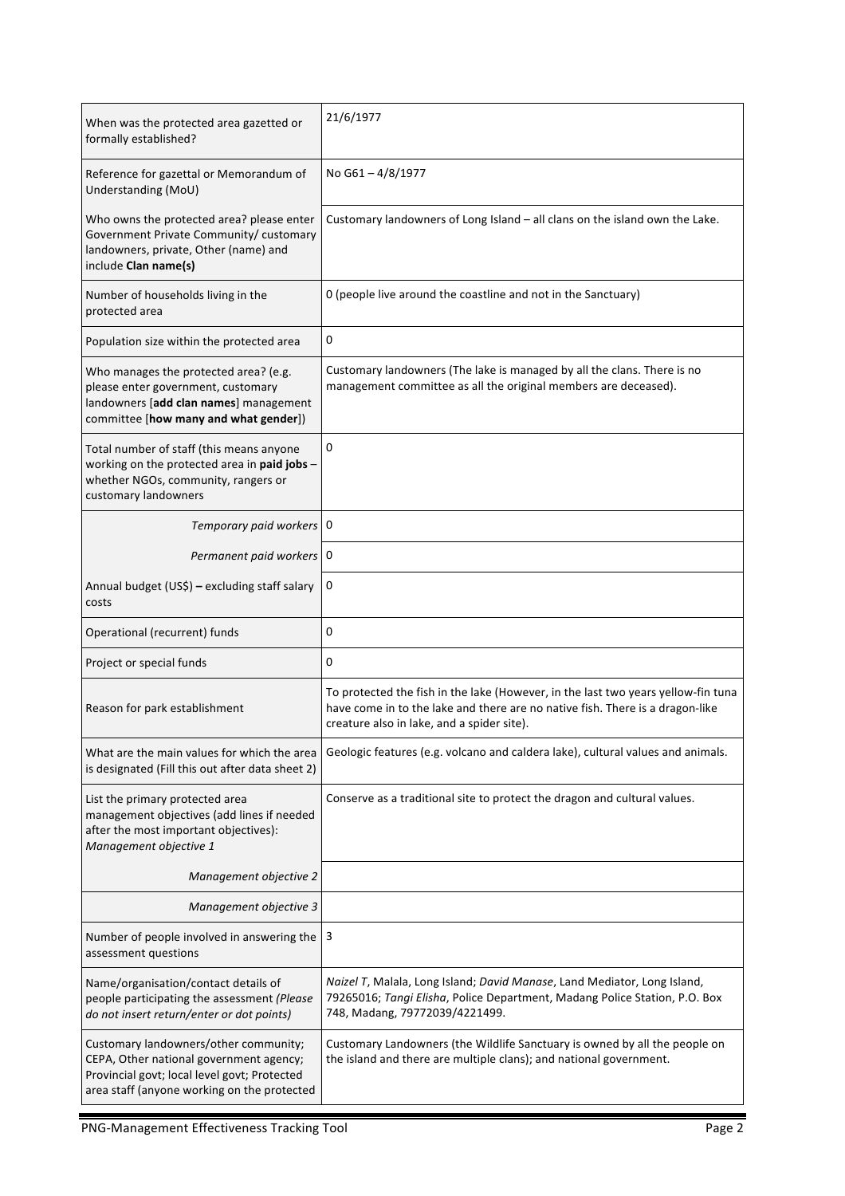| | |
|---|---|
| When was the protected area gazetted or formally established? | 21/6/1977 |
| Reference for gazettal or Memorandum of Understanding (MoU) | No G61 – 4/8/1977 |
| Who owns the protected area? please enter Government Private Community/ customary landowners, private, Other (name) and include **Clan name(s)** | Customary landowners of Long Island – all clans on the island own the Lake. |
| Number of households living in the protected area | 0 (people live around the coastline and not in the Sanctuary) |
| Population size within the protected area | 0 |
| Who manages the protected area? (e.g. please enter government, customary landowners [**add clan names**] management committee [**how many and what gender**]) | Customary landowners (The lake is managed by all the clans. There is no management committee as all the original members are deceased). |
| Total number of staff (this means anyone working on the protected area in **paid jobs** – whether NGOs, community, rangers or customary landowners | 0 |
| *Temporary paid workers* | 0 |
| *Permanent paid workers* | 0 |
| Annual budget (US$) **–** excluding staff salary costs | 0 |
| Operational (recurrent) funds | 0 |
| Project or special funds | 0 |
| Reason for park establishment | To protected the fish in the lake (However, in the last two years yellow-fin tuna have come in to the lake and there are no native fish. There is a dragon-like creature also in lake, and a spider site). |
| What are the main values for which the area is designated (Fill this out after data sheet 2) | Geologic features (e.g. volcano and caldera lake), cultural values and animals. |
| List the primary protected area management objectives (add lines if needed after the most important objectives): *Management objective 1* | Conserve as a traditional site to protect the dragon and cultural values. |
| *Management objective 2* | |
| *Management objective 3* | |
| Number of people involved in answering the assessment questions | 3 |
| Name/organisation/contact details of people participating the assessment *(Please do not insert return/enter or dot points)* | *Naizel T*, Malala, Long Island; *David Manase*, Land Mediator, Long Island, 79265016; *Tangi Elisha*, Police Department, Madang Police Station, P.O. Box 748, Madang, 79772039/4221499. |
| Customary landowners/other community; CEPA, Other national government agency; Provincial govt; local level govt; Protected area staff (anyone working on the protected | Customary Landowners (the Wildlife Sanctuary is owned by all the people on the island and there are multiple clans); and national government. |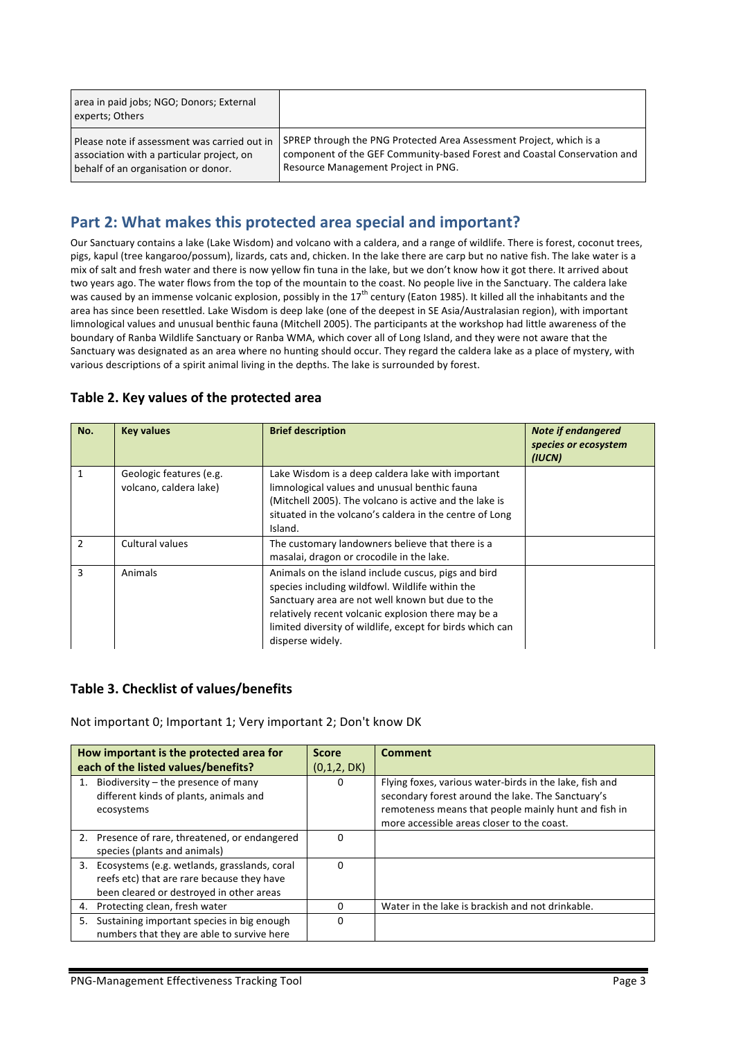| area in paid jobs; NGO; Donors; External experts; Others | |
|---|---|
| Please note if assessment was carried out in association with a particular project, on behalf of an organisation or donor. | SPREP through the PNG Protected Area Assessment Project, which is a component of the GEF Community-based Forest and Coastal Conservation and Resource Management Project in PNG. |

## Part 2: What makes this protected area special and important?

Our Sanctuary contains a lake (Lake Wisdom) and volcano with a caldera, and a range of wildlife. There is forest, coconut trees, pigs, kapul (tree kangaroo/possum), lizards, cats and, chicken. In the lake there are carp but no native fish. The lake water is a mix of salt and fresh water and there is now yellow fin tuna in the lake, but we don't know how it got there. It arrived about two years ago. The water flows from the top of the mountain to the coast. No people live in the Sanctuary. The caldera lake was caused by an immense volcanic explosion, possibly in the 17th century (Eaton 1985). It killed all the inhabitants and the area has since been resettled. Lake Wisdom is deep lake (one of the deepest in SE Asia/Australasian region), with important limnological values and unusual benthic fauna (Mitchell 2005). The participants at the workshop had little awareness of the boundary of Ranba Wildlife Sanctuary or Ranba WMA, which cover all of Long Island, and they were not aware that the Sanctuary was designated as an area where no hunting should occur. They regard the caldera lake as a place of mystery, with various descriptions of a spirit animal living in the depths. The lake is surrounded by forest.

### Table 2. Key values of the protected area

| No. | Key values | Brief description | *Note if endangered species or ecosystem (IUCN)* |
|---|---|---|---|
| 1 | Geologic features (e.g. volcano, caldera lake) | Lake Wisdom is a deep caldera lake with important limnological values and unusual benthic fauna (Mitchell 2005). The volcano is active and the lake is situated in the volcano's caldera in the centre of Long Island. | |
| 2 | Cultural values | The customary landowners believe that there is a masalai, dragon or crocodile in the lake. | |
| 3 | Animals | Animals on the island include cuscus, pigs and bird species including wildfowl. Wildlife within the Sanctuary area are not well known but due to the relatively recent volcanic explosion there may be a limited diversity of wildlife, except for birds which can disperse widely. | |

### Table 3. Checklist of values/benefits

Not important 0; Important 1; Very important 2; Don't know DK

| How important is the protected area for each of the listed values/benefits? | Score (0,1,2, DK) | Comment |
|---|---|---|
| 1. Biodiversity – the presence of many different kinds of plants, animals and ecosystems | 0 | Flying foxes, various water-birds in the lake, fish and secondary forest around the lake. The Sanctuary's remoteness means that people mainly hunt and fish in more accessible areas closer to the coast. |
| 2. Presence of rare, threatened, or endangered species (plants and animals) | 0 | |
| 3. Ecosystems (e.g. wetlands, grasslands, coral reefs etc) that are rare because they have been cleared or destroyed in other areas | 0 | |
| 4. Protecting clean, fresh water | 0 | Water in the lake is brackish and not drinkable. |
| 5. Sustaining important species in big enough numbers that they are able to survive here | 0 | |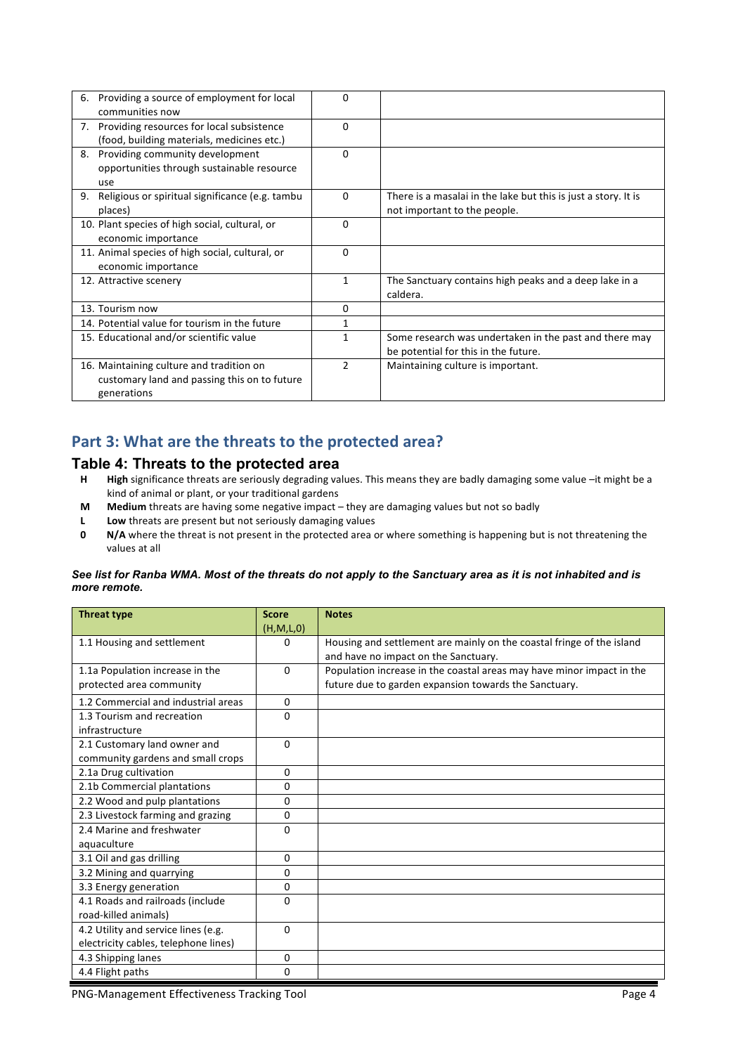| | | |
|---|---|---|
| 6. Providing a source of employment for local communities now | 0 | |
| 7. Providing resources for local subsistence (food, building materials, medicines etc.) | 0 | |
| 8. Providing community development opportunities through sustainable resource use | 0 | |
| 9. Religious or spiritual significance (e.g. tambu places) | 0 | There is a masalai in the lake but this is just a story. It is not important to the people. |
| 10. Plant species of high social, cultural, or economic importance | 0 | |
| 11. Animal species of high social, cultural, or economic importance | 0 | |
| 12. Attractive scenery | 1 | The Sanctuary contains high peaks and a deep lake in a caldera. |
| 13. Tourism now | 0 | |
| 14. Potential value for tourism in the future | 1 | |
| 15. Educational and/or scientific value | 1 | Some research was undertaken in the past and there may be potential for this in the future. |
| 16. Maintaining culture and tradition on customary land and passing this on to future generations | 2 | Maintaining culture is important. |

## Part 3: What are the threats to the protected area?

### Table 4: Threats to the protected area

- **H** **High** significance threats are seriously degrading values. This means they are badly damaging some value –it might be a kind of animal or plant, or your traditional gardens
- **M** **Medium** threats are having some negative impact – they are damaging values but not so badly
- **L** **Low** threats are present but not seriously damaging values
- **0** **N/A** where the threat is not present in the protected area or where something is happening but is not threatening the values at all

***See list for Ranba WMA. Most of the threats do not apply to the Sanctuary area as it is not inhabited and is more remote.***

| Threat type | Score (H,M,L,0) | Notes |
|---|---|---|
| 1.1 Housing and settlement | 0 | Housing and settlement are mainly on the coastal fringe of the island and have no impact on the Sanctuary. |
| 1.1a Population increase in the protected area community | 0 | Population increase in the coastal areas may have minor impact in the future due to garden expansion towards the Sanctuary. |
| 1.2 Commercial and industrial areas | 0 | |
| 1.3 Tourism and recreation infrastructure | 0 | |
| 2.1 Customary land owner and community gardens and small crops | 0 | |
| 2.1a Drug cultivation | 0 | |
| 2.1b Commercial plantations | 0 | |
| 2.2 Wood and pulp plantations | 0 | |
| 2.3 Livestock farming and grazing | 0 | |
| 2.4 Marine and freshwater aquaculture | 0 | |
| 3.1 Oil and gas drilling | 0 | |
| 3.2 Mining and quarrying | 0 | |
| 3.3 Energy generation | 0 | |
| 4.1 Roads and railroads (include road-killed animals) | 0 | |
| 4.2 Utility and service lines (e.g. electricity cables, telephone lines) | 0 | |
| 4.3 Shipping lanes | 0 | |
| 4.4 Flight paths | 0 | |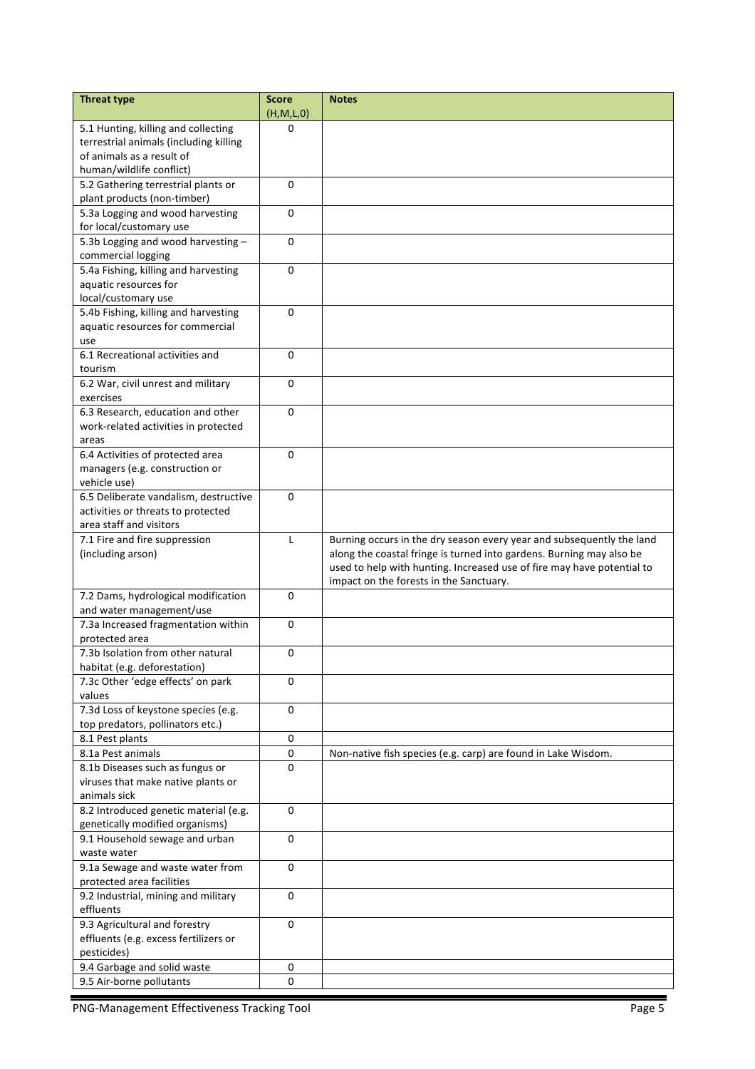| Threat type | Score (H,M,L,0) | Notes |
|---|---|---|
| 5.1 Hunting, killing and collecting terrestrial animals (including killing of animals as a result of human/wildlife conflict) | 0 | |
| 5.2 Gathering terrestrial plants or plant products (non-timber) | 0 | |
| 5.3a Logging and wood harvesting for local/customary use | 0 | |
| 5.3b Logging and wood harvesting – commercial logging | 0 | |
| 5.4a Fishing, killing and harvesting aquatic resources for local/customary use | 0 | |
| 5.4b Fishing, killing and harvesting aquatic resources for commercial use | 0 | |
| 6.1 Recreational activities and tourism | 0 | |
| 6.2 War, civil unrest and military exercises | 0 | |
| 6.3 Research, education and other work-related activities in protected areas | 0 | |
| 6.4 Activities of protected area managers (e.g. construction or vehicle use) | 0 | |
| 6.5 Deliberate vandalism, destructive activities or threats to protected area staff and visitors | 0 | |
| 7.1 Fire and fire suppression (including arson) | L | Burning occurs in the dry season every year and subsequently the land along the coastal fringe is turned into gardens. Burning may also be used to help with hunting. Increased use of fire may have potential to impact on the forests in the Sanctuary. |
| 7.2 Dams, hydrological modification and water management/use | 0 | |
| 7.3a Increased fragmentation within protected area | 0 | |
| 7.3b Isolation from other natural habitat (e.g. deforestation) | 0 | |
| 7.3c Other 'edge effects' on park values | 0 | |
| 7.3d Loss of keystone species (e.g. top predators, pollinators etc.) | 0 | |
| 8.1 Pest plants | 0 | |
| 8.1a Pest animals | 0 | Non-native fish species (e.g. carp) are found in Lake Wisdom. |
| 8.1b Diseases such as fungus or viruses that make native plants or animals sick | 0 | |
| 8.2 Introduced genetic material (e.g. genetically modified organisms) | 0 | |
| 9.1 Household sewage and urban waste water | 0 | |
| 9.1a Sewage and waste water from protected area facilities | 0 | |
| 9.2 Industrial, mining and military effluents | 0 | |
| 9.3 Agricultural and forestry effluents (e.g. excess fertilizers or pesticides) | 0 | |
| 9.4 Garbage and solid waste | 0 | |
| 9.5 Air-borne pollutants | 0 | |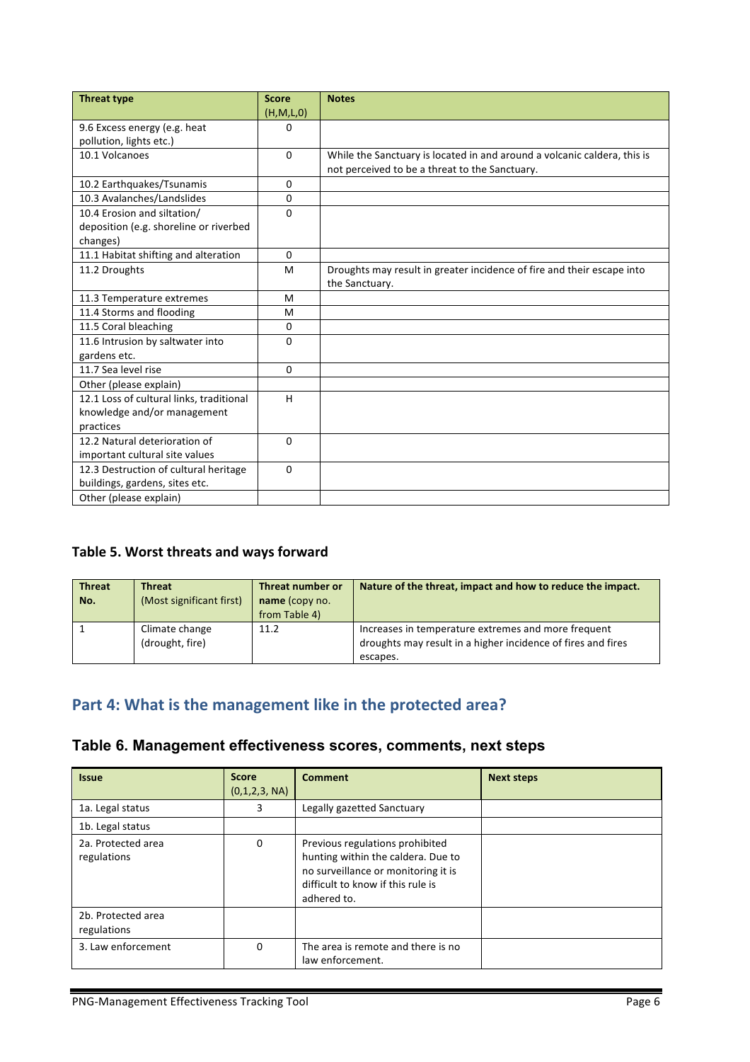| Threat type | Score (H,M,L,0) | Notes |
|---|---|---|
| 9.6 Excess energy (e.g. heat pollution, lights etc.) | 0 | |
| 10.1 Volcanoes | 0 | While the Sanctuary is located in and around a volcanic caldera, this is not perceived to be a threat to the Sanctuary. |
| 10.2 Earthquakes/Tsunamis | 0 | |
| 10.3 Avalanches/Landslides | 0 | |
| 10.4 Erosion and siltation/ deposition (e.g. shoreline or riverbed changes) | 0 | |
| 11.1 Habitat shifting and alteration | 0 | |
| 11.2 Droughts | M | Droughts may result in greater incidence of fire and their escape into the Sanctuary. |
| 11.3 Temperature extremes | M | |
| 11.4 Storms and flooding | M | |
| 11.5 Coral bleaching | 0 | |
| 11.6 Intrusion by saltwater into gardens etc. | 0 | |
| 11.7 Sea level rise | 0 | |
| Other (please explain) | | |
| 12.1 Loss of cultural links, traditional knowledge and/or management practices | H | |
| 12.2 Natural deterioration of important cultural site values | 0 | |
| 12.3 Destruction of cultural heritage buildings, gardens, sites etc. | 0 | |
| Other (please explain) | | |

### Table 5. Worst threats and ways forward

| Threat No. | Threat (Most significant first) | Threat number or name (copy no. from Table 4) | Nature of the threat, impact and how to reduce the impact. |
|---|---|---|---|
| 1 | Climate change (drought, fire) | 11.2 | Increases in temperature extremes and more frequent droughts may result in a higher incidence of fires and fires escapes. |

## Part 4: What is the management like in the protected area?

### Table 6. Management effectiveness scores, comments, next steps

| Issue | Score (0,1,2,3, NA) | Comment | Next steps |
|---|---|---|---|
| 1a. Legal status | 3 | Legally gazetted Sanctuary | |
| 1b. Legal status | | | |
| 2a. Protected area regulations | 0 | Previous regulations prohibited hunting within the caldera. Due to no surveillance or monitoring it is difficult to know if this rule is adhered to. | |
| 2b. Protected area regulations | | | |
| 3. Law enforcement | 0 | The area is remote and there is no law enforcement. | |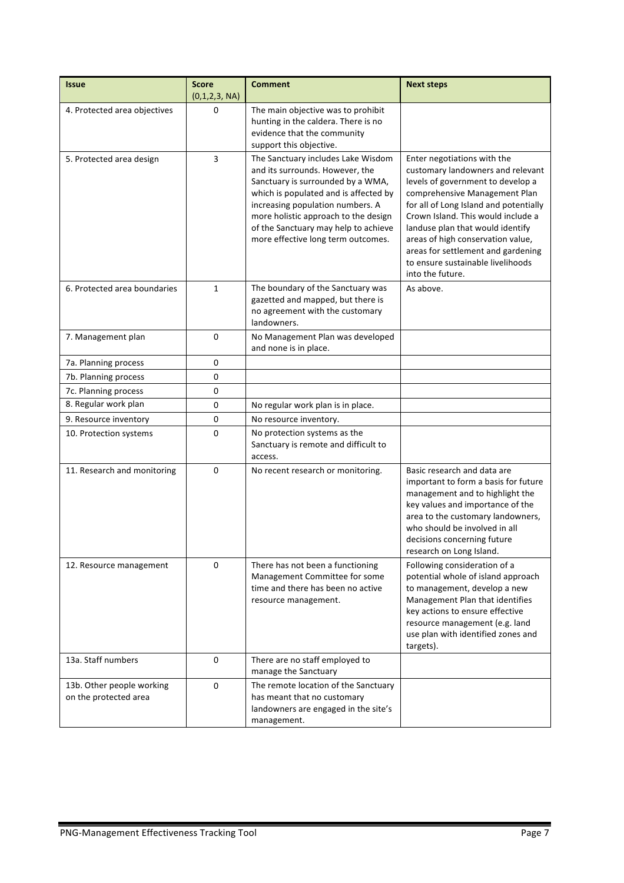| Issue | Score (0,1,2,3, NA) | Comment | Next steps |
|---|---|---|---|
| 4. Protected area objectives | 0 | The main objective was to prohibit hunting in the caldera. There is no evidence that the community support this objective. | |
| 5. Protected area design | 3 | The Sanctuary includes Lake Wisdom and its surrounds. However, the Sanctuary is surrounded by a WMA, which is populated and is affected by increasing population numbers. A more holistic approach to the design of the Sanctuary may help to achieve more effective long term outcomes. | Enter negotiations with the customary landowners and relevant levels of government to develop a comprehensive Management Plan for all of Long Island and potentially Crown Island. This would include a landuse plan that would identify areas of high conservation value, areas for settlement and gardening to ensure sustainable livelihoods into the future. |
| 6. Protected area boundaries | 1 | The boundary of the Sanctuary was gazetted and mapped, but there is no agreement with the customary landowners. | As above. |
| 7. Management plan | 0 | No Management Plan was developed and none is in place. | |
| 7a. Planning process | 0 | | |
| 7b. Planning process | 0 | | |
| 7c. Planning process | 0 | | |
| 8. Regular work plan | 0 | No regular work plan is in place. | |
| 9. Resource inventory | 0 | No resource inventory. | |
| 10. Protection systems | 0 | No protection systems as the Sanctuary is remote and difficult to access. | |
| 11. Research and monitoring | 0 | No recent research or monitoring. | Basic research and data are important to form a basis for future management and to highlight the key values and importance of the area to the customary landowners, who should be involved in all decisions concerning future research on Long Island. |
| 12. Resource management | 0 | There has not been a functioning Management Committee for some time and there has been no active resource management. | Following consideration of a potential whole of island approach to management, develop a new Management Plan that identifies key actions to ensure effective resource management (e.g. land use plan with identified zones and targets). |
| 13a. Staff numbers | 0 | There are no staff employed to manage the Sanctuary | |
| 13b. Other people working on the protected area | 0 | The remote location of the Sanctuary has meant that no customary landowners are engaged in the site's management. | |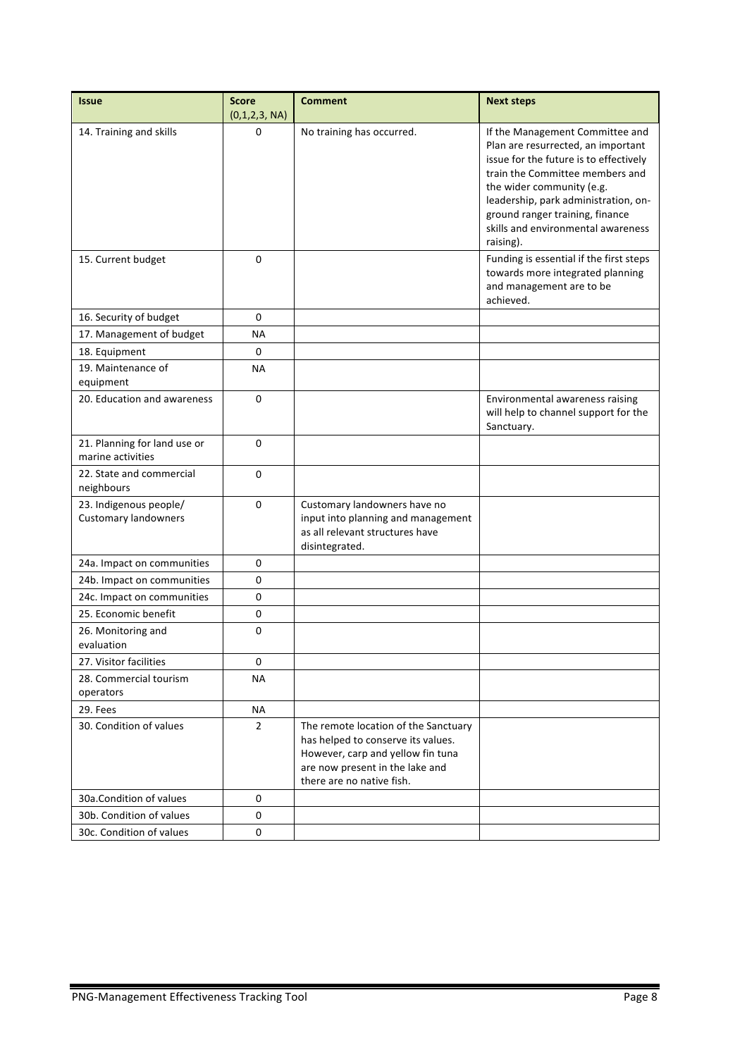| Issue | Score (0,1,2,3, NA) | Comment | Next steps |
|---|---|---|---|
| 14. Training and skills | 0 | No training has occurred. | If the Management Committee and Plan are resurrected, an important issue for the future is to effectively train the Committee members and the wider community (e.g. leadership, park administration, on-ground ranger training, finance skills and environmental awareness raising). |
| 15. Current budget | 0 | | Funding is essential if the first steps towards more integrated planning and management are to be achieved. |
| 16. Security of budget | 0 | | |
| 17. Management of budget | NA | | |
| 18. Equipment | 0 | | |
| 19. Maintenance of equipment | NA | | |
| 20. Education and awareness | 0 | | Environmental awareness raising will help to channel support for the Sanctuary. |
| 21. Planning for land use or marine activities | 0 | | |
| 22. State and commercial neighbours | 0 | | |
| 23. Indigenous people/ Customary landowners | 0 | Customary landowners have no input into planning and management as all relevant structures have disintegrated. | |
| 24a. Impact on communities | 0 | | |
| 24b. Impact on communities | 0 | | |
| 24c. Impact on communities | 0 | | |
| 25. Economic benefit | 0 | | |
| 26. Monitoring and evaluation | 0 | | |
| 27. Visitor facilities | 0 | | |
| 28. Commercial tourism operators | NA | | |
| 29. Fees | NA | | |
| 30. Condition of values | 2 | The remote location of the Sanctuary has helped to conserve its values. However, carp and yellow fin tuna are now present in the lake and there are no native fish. | |
| 30a.Condition of values | 0 | | |
| 30b. Condition of values | 0 | | |
| 30c. Condition of values | 0 | | |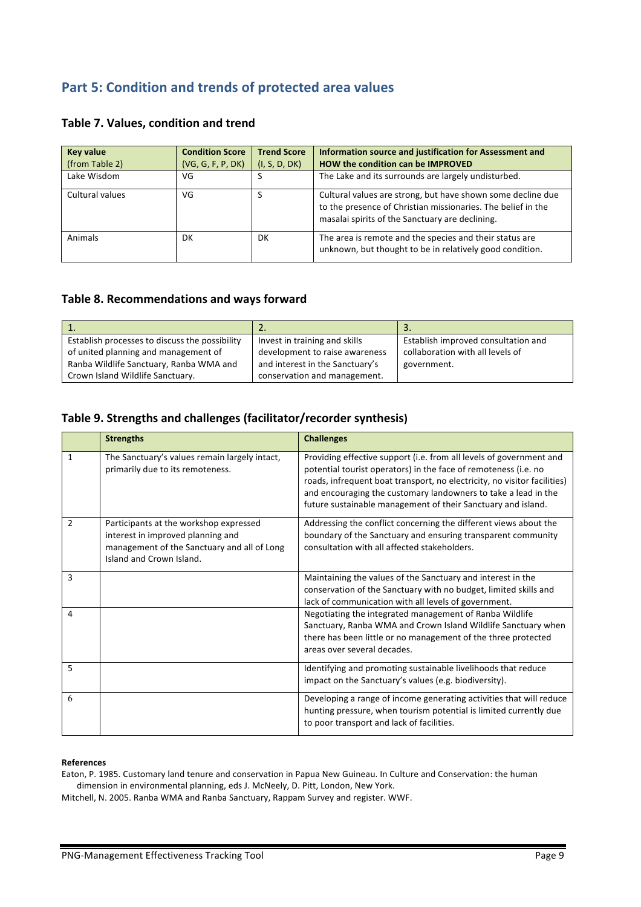## Part 5: Condition and trends of protected area values

### Table 7. Values, condition and trend

| Key value (from Table 2) | Condition Score (VG, G, F, P, DK) | Trend Score (I, S, D, DK) | Information source and justification for Assessment and HOW the condition can be IMPROVED |
|---|---|---|---|
| Lake Wisdom | VG | S | The Lake and its surrounds are largely undisturbed. |
| Cultural values | VG | S | Cultural values are strong, but have shown some decline due to the presence of Christian missionaries. The belief in the masalai spirits of the Sanctuary are declining. |
| Animals | DK | DK | The area is remote and the species and their status are unknown, but thought to be in relatively good condition. |

### Table 8. Recommendations and ways forward

| 1. | 2. | 3. |
|---|---|---|
| Establish processes to discuss the possibility of united planning and management of Ranba Wildlife Sanctuary, Ranba WMA and Crown Island Wildlife Sanctuary. | Invest in training and skills development to raise awareness and interest in the Sanctuary's conservation and management. | Establish improved consultation and collaboration with all levels of government. |

### Table 9. Strengths and challenges (facilitator/recorder synthesis)

| | Strengths | Challenges |
|---|---|---|
| 1 | The Sanctuary's values remain largely intact, primarily due to its remoteness. | Providing effective support (i.e. from all levels of government and potential tourist operators) in the face of remoteness (i.e. no roads, infrequent boat transport, no electricity, no visitor facilities) and encouraging the customary landowners to take a lead in the future sustainable management of their Sanctuary and island. |
| 2 | Participants at the workshop expressed interest in improved planning and management of the Sanctuary and all of Long Island and Crown Island. | Addressing the conflict concerning the different views about the boundary of the Sanctuary and ensuring transparent community consultation with all affected stakeholders. |
| 3 | | Maintaining the values of the Sanctuary and interest in the conservation of the Sanctuary with no budget, limited skills and lack of communication with all levels of government. |
| 4 | | Negotiating the integrated management of Ranba Wildlife Sanctuary, Ranba WMA and Crown Island Wildlife Sanctuary when there has been little or no management of the three protected areas over several decades. |
| 5 | | Identifying and promoting sustainable livelihoods that reduce impact on the Sanctuary's values (e.g. biodiversity). |
| 6 | | Developing a range of income generating activities that will reduce hunting pressure, when tourism potential is limited currently due to poor transport and lack of facilities. |

**References**

Eaton, P. 1985. Customary land tenure and conservation in Papua New Guineau. In Culture and Conservation: the human dimension in environmental planning, eds J. McNeely, D. Pitt, London, New York.

Mitchell, N. 2005. Ranba WMA and Ranba Sanctuary, Rappam Survey and register. WWF.